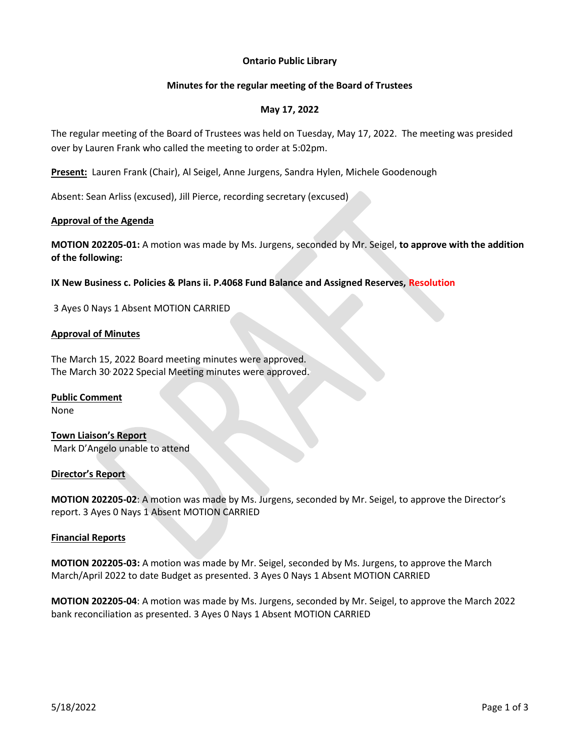**Ontario Public Library**

**Minutes for the regular meeting of the Board of Trustees**

**May 17, 2022**

The regular meeting of the Board of Trustees was held on Tuesday, May 17, 2022. The meeting was presided over by Lauren Frank who called the meeting to order at 5:02pm.

**Present:** Lauren Frank (Chair), Al Seigel, Anne Jurgens, Sandra Hylen, Michele Goodenough

Absent: Sean Arliss (excused), Jill Pierce, recording secretary (excused)

**Approval of the Agenda**

**MOTION 202205-01:** A motion was made by Ms. Jurgens, seconded by Mr. Seigel, **to approve with the addition of the following:**

**IX New Business c. Policies & Plans ii. P.4068 Fund Balance and Assigned Reserves, Resolution**

3 Ayes 0 Nays 1 Absent MOTION CARRIED

**Approval of Minutes**

The March 15, 2022 Board meeting minutes were approved.
The March 30, 2022 Special Meeting minutes were approved.

**Public Comment**

None

**Town Liaison's Report**

Mark D'Angelo unable to attend

**Director's Report**

**MOTION 202205-02**: A motion was made by Ms. Jurgens, seconded by Mr. Seigel, to approve the Director's report. 3 Ayes 0 Nays 1 Absent MOTION CARRIED

**Financial Reports**

**MOTION 202205-03:** A motion was made by Mr. Seigel, seconded by Ms. Jurgens, to approve the March March/April 2022 to date Budget as presented. 3 Ayes 0 Nays 1 Absent MOTION CARRIED

**MOTION 202205-04**: A motion was made by Ms. Jurgens, seconded by Mr. Seigel, to approve the March 2022 bank reconciliation as presented. 3 Ayes 0 Nays 1 Absent MOTION CARRIED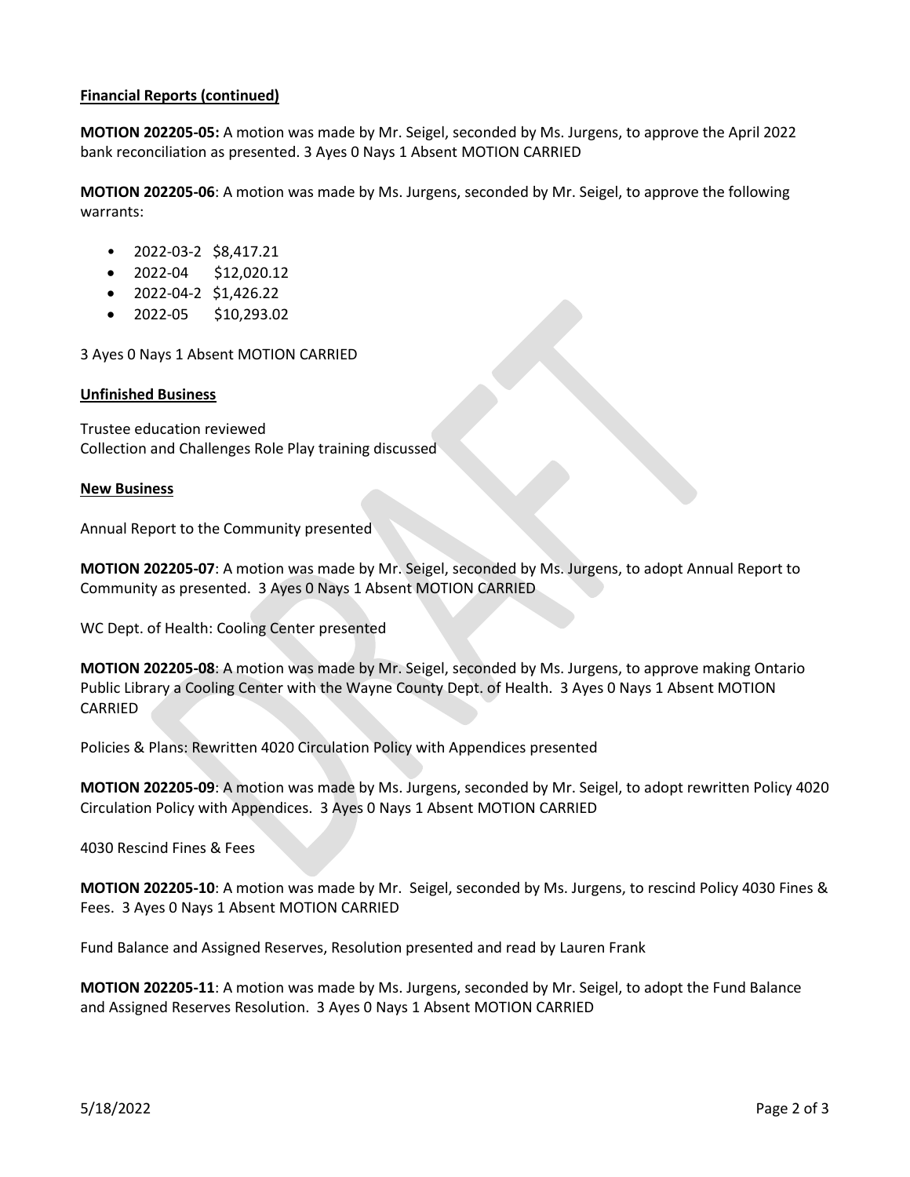**Financial Reports (continued)**

**MOTION 202205-05:** A motion was made by Mr. Seigel, seconded by Ms. Jurgens, to approve the April 2022 bank reconciliation as presented. 3 Ayes 0 Nays 1 Absent MOTION CARRIED

**MOTION 202205-06**: A motion was made by Ms. Jurgens, seconded by Mr. Seigel, to approve the following warrants:

- 2022-03-2 $8,417.21
- 2022-04 $12,020.12
- 2022-04-2 $1,426.22
- 2022-05 $10,293.02

3 Ayes 0 Nays 1 Absent MOTION CARRIED

**Unfinished Business**

Trustee education reviewed
Collection and Challenges Role Play training discussed

**New Business**

Annual Report to the Community presented

**MOTION 202205-07**: A motion was made by Mr. Seigel, seconded by Ms. Jurgens, to adopt Annual Report to Community as presented. 3 Ayes 0 Nays 1 Absent MOTION CARRIED

WC Dept. of Health: Cooling Center presented

**MOTION 202205-08**: A motion was made by Mr. Seigel, seconded by Ms. Jurgens, to approve making Ontario Public Library a Cooling Center with the Wayne County Dept. of Health. 3 Ayes 0 Nays 1 Absent MOTION CARRIED

Policies & Plans: Rewritten 4020 Circulation Policy with Appendices presented

**MOTION 202205-09**: A motion was made by Ms. Jurgens, seconded by Mr. Seigel, to adopt rewritten Policy 4020 Circulation Policy with Appendices. 3 Ayes 0 Nays 1 Absent MOTION CARRIED

4030 Rescind Fines & Fees

**MOTION 202205-10**: A motion was made by Mr. Seigel, seconded by Ms. Jurgens, to rescind Policy 4030 Fines & Fees. 3 Ayes 0 Nays 1 Absent MOTION CARRIED

Fund Balance and Assigned Reserves, Resolution presented and read by Lauren Frank

**MOTION 202205-11**: A motion was made by Ms. Jurgens, seconded by Mr. Seigel, to adopt the Fund Balance and Assigned Reserves Resolution. 3 Ayes 0 Nays 1 Absent MOTION CARRIED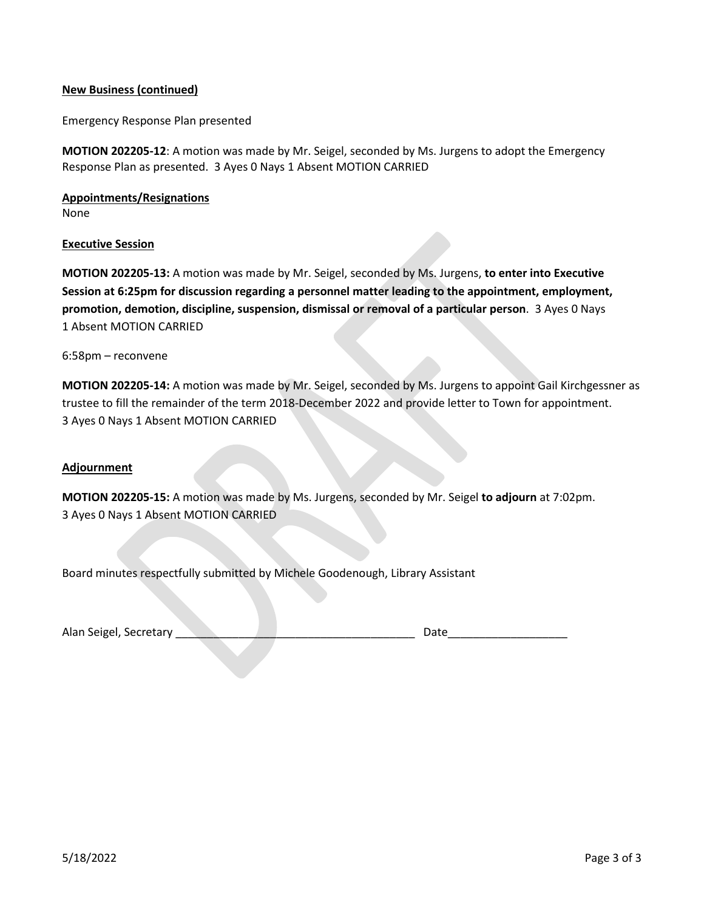**New Business (continued)**

Emergency Response Plan presented

**MOTION 202205-12**: A motion was made by Mr. Seigel, seconded by Ms. Jurgens to adopt the Emergency Response Plan as presented. 3 Ayes 0 Nays 1 Absent MOTION CARRIED

**Appointments/Resignations**

None

**Executive Session**

**MOTION 202205-13:** A motion was made by Mr. Seigel, seconded by Ms. Jurgens, **to enter into Executive Session at 6:25pm for discussion regarding a personnel matter leading to the appointment, employment, promotion, demotion, discipline, suspension, dismissal or removal of a particular person**. 3 Ayes 0 Nays 1 Absent MOTION CARRIED

6:58pm – reconvene

**MOTION 202205-14:** A motion was made by Mr. Seigel, seconded by Ms. Jurgens to appoint Gail Kirchgessner as trustee to fill the remainder of the term 2018-December 2022 and provide letter to Town for appointment. 3 Ayes 0 Nays 1 Absent MOTION CARRIED

**Adjournment**

**MOTION 202205-15:** A motion was made by Ms. Jurgens, seconded by Mr. Seigel **to adjourn** at 7:02pm. 3 Ayes 0 Nays 1 Absent MOTION CARRIED

Board minutes respectfully submitted by Michele Goodenough, Library Assistant

Alan Seigel, Secretary _______________________________________ Date___________________

5/18/2022